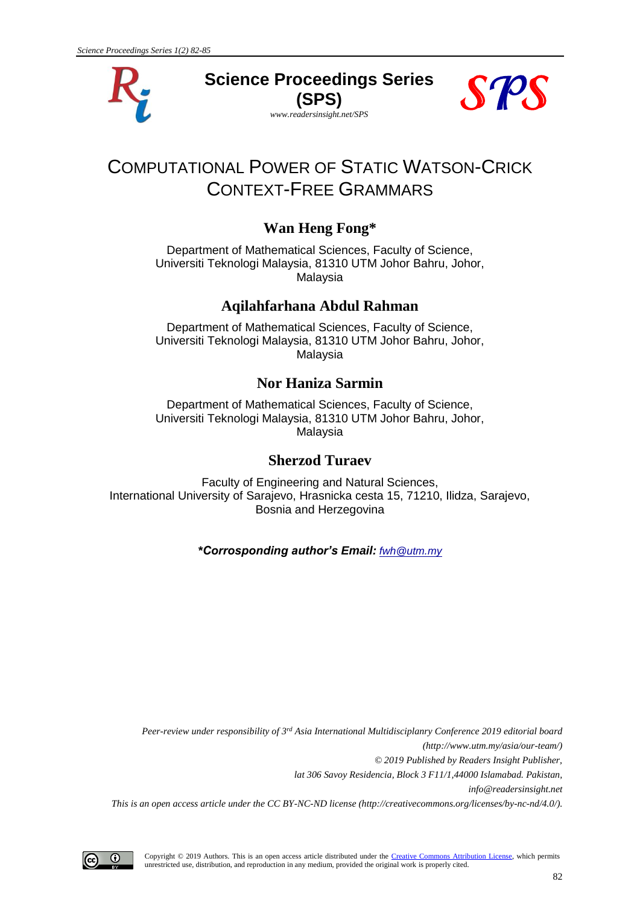# Science Proceedings Series (SPS)

*www.readersinsight.net/SPS*

# COMPUTATIONAL POWER OF STATIC WATSON-CRICK CONTEXT-FREE GRAMMARS

## Wan Heng Fong*

Department of Mathematical Sciences, Faculty of Science, Universiti Teknologi Malaysia, 81310 UTM Johor Bahru, Johor, Malaysia

## Aqilahfarhana Abdul Rahman

Department of Mathematical Sciences, Faculty of Science, Universiti Teknologi Malaysia, 81310 UTM Johor Bahru, Johor, Malaysia

## Nor Haniza Sarmin

Department of Mathematical Sciences, Faculty of Science, Universiti Teknologi Malaysia, 81310 UTM Johor Bahru, Johor, Malaysia

## Sherzod Turaev

Faculty of Engineering and Natural Sciences, International University of Sarajevo, Hrasnicka cesta 15, 71210, Ilidza, Sarajevo, Bosnia and Herzegovina

***Corrosponding author's Email:** fwh@utm.my*

*Peer-review under responsibility of 3rd Asia International Multidisciplanry Conference 2019 editorial board (http://www.utm.my/asia/our-team/)*

*© 2019 Published by Readers Insight Publisher, lat 306 Savoy Residencia, Block 3 F11/1,44000 Islamabad. Pakistan, info@readersinsight.net*

*This is an open access article under the CC BY-NC-ND license (http://creativecommons.org/licenses/by-nc-nd/4.0/).*

Copyright © 2019 Authors. This is an open access article distributed under the Creative Commons Attribution License, which permits unrestricted use, distribution, and reproduction in any medium, provided the original work is properly cited.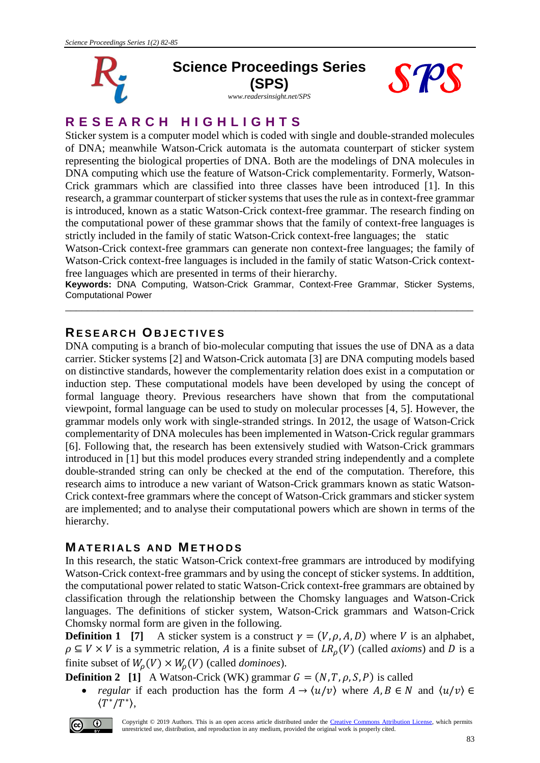## RESEARCH HIGHLIGHTS

Sticker system is a computer model which is coded with single and double-stranded molecules of DNA; meanwhile Watson-Crick automata is the automata counterpart of sticker system representing the biological properties of DNA. Both are the modelings of DNA molecules in DNA computing which use the feature of Watson-Crick complementarity. Formerly, Watson-Crick grammars which are classified into three classes have been introduced [1]. In this research, a grammar counterpart of sticker systems that uses the rule as in context-free grammar is introduced, known as a static Watson-Crick context-free grammar. The research finding on the computational power of these grammar shows that the family of context-free languages is strictly included in the family of static Watson-Crick context-free languages; the static Watson-Crick context-free grammars can generate non context-free languages; the family of Watson-Crick context-free languages is included in the family of static Watson-Crick context-free languages which are presented in terms of their hierarchy.

**Keywords:** DNA Computing, Watson-Crick Grammar, Context-Free Grammar, Sticker Systems, Computational Power

---

## RESEARCH OBJECTIVES

DNA computing is a branch of bio-molecular computing that issues the use of DNA as a data carrier. Sticker systems [2] and Watson-Crick automata [3] are DNA computing models based on distinctive standards, however the complementarity relation does exist in a computation or induction step. These computational models have been developed by using the concept of formal language theory. Previous researchers have shown that from the computational viewpoint, formal language can be used to study on molecular processes [4, 5]. However, the grammar models only work with single-stranded strings. In 2012, the usage of Watson-Crick complementarity of DNA molecules has been implemented in Watson-Crick regular grammars [6]. Following that, the research has been extensively studied with Watson-Crick grammars introduced in [1] but this model produces every stranded string independently and a complete double-stranded string can only be checked at the end of the computation. Therefore, this research aims to introduce a new variant of Watson-Crick grammars known as static Watson-Crick context-free grammars where the concept of Watson-Crick grammars and sticker system are implemented; and to analyse their computational powers which are shown in terms of the hierarchy.

## MATERIALS AND METHODS

In this research, the static Watson-Crick context-free grammars are introduced by modifying Watson-Crick context-free grammars and by using the concept of sticker systems. In addtition, the computational power related to static Watson-Crick context-free grammars are obtained by classification through the relationship between the Chomsky languages and Watson-Crick languages. The definitions of sticker system, Watson-Crick grammars and Watson-Crick Chomsky normal form are given in the following.

**Definition 1 [7]** A sticker system is a construct $\gamma = (V, \rho, A, D)$ where $V$ is an alphabet, $\rho \subseteq V \times V$ is a symmetric relation, $A$ is a finite subset of $LR_\rho(V)$ (called *axioms*) and $D$ is a finite subset of $W_\rho(V) \times W_\rho(V)$ (called *dominoes*).

**Definition 2 [1]** A Watson-Crick (WK) grammar $G = (N, T, \rho, S, P)$ is called

- *regular* if each production has the form $A \rightarrow \langle u/v \rangle$ where $A, B \in N$ and $\langle u/v \rangle \in \langle T^*/T^* \rangle$,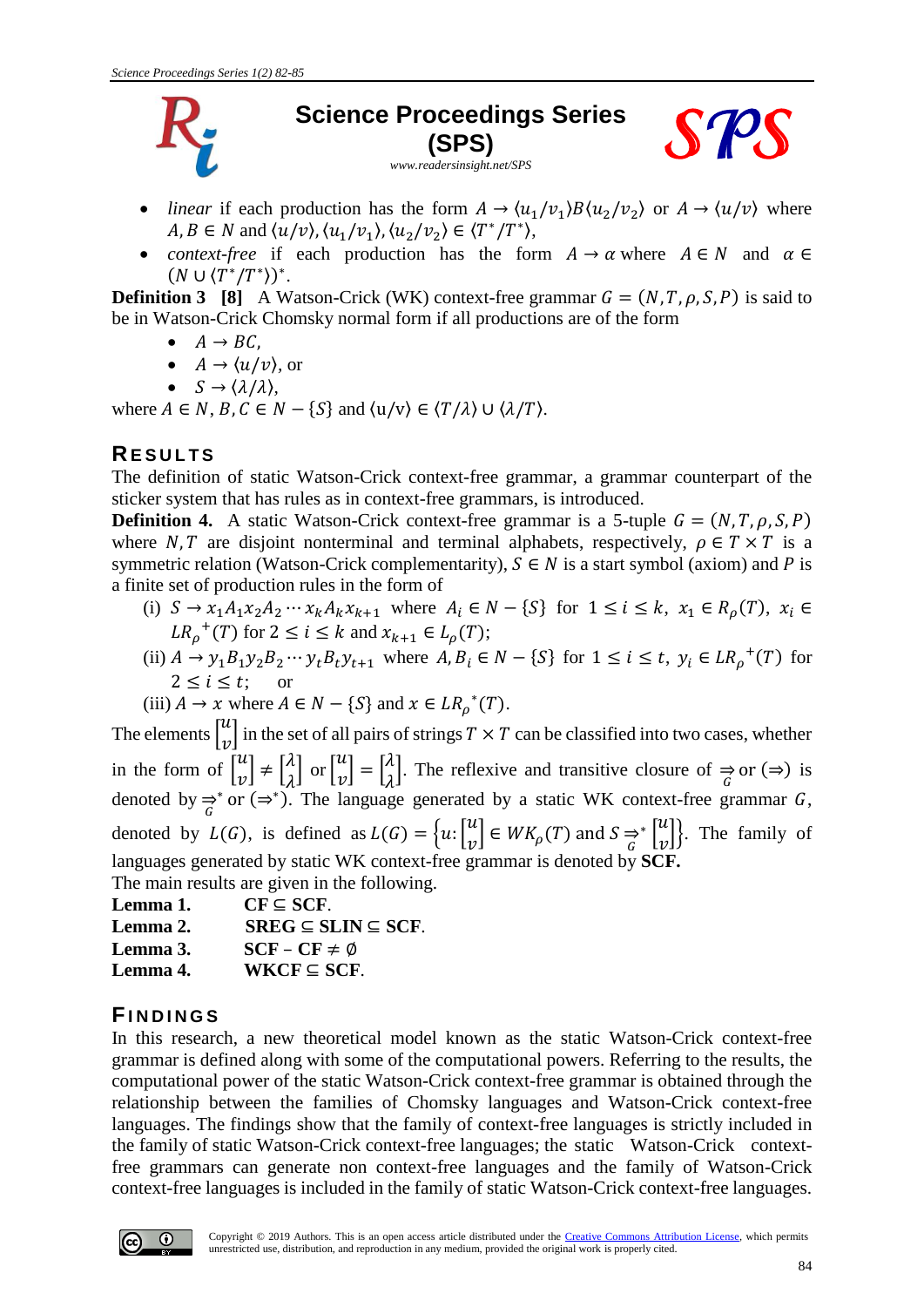- *linear* if each production has the form $A \rightarrow \langle u_1/v_1 \rangle B \langle u_2/v_2 \rangle$ or $A \rightarrow \langle u/v \rangle$ where $A, B \in N$ and $\langle u/v \rangle, \langle u_1/v_1 \rangle, \langle u_2/v_2 \rangle \in \langle T^*/T^* \rangle$,
- *context-free* if each production has the form $A \rightarrow \alpha$ where $A \in N$ and $\alpha \in (N \cup \langle T^*/T^* \rangle)^*$.

**Definition 3 [8]** A Watson-Crick (WK) context-free grammar $G = (N, T, \rho, S, P)$ is said to be in Watson-Crick Chomsky normal form if all productions are of the form

- $A \rightarrow BC$,
- $A \rightarrow \langle u/v \rangle$, or
- $S \rightarrow \langle \lambda/\lambda \rangle$,

where $A \in N$, $B, C \in N - \{S\}$ and $\langle u/v \rangle \in \langle T/\lambda \rangle \cup \langle \lambda/T \rangle$.

## RESULTS

The definition of static Watson-Crick context-free grammar, a grammar counterpart of the sticker system that has rules as in context-free grammars, is introduced.

**Definition 4.** A static Watson-Crick context-free grammar is a 5-tuple $G = (N, T, \rho, S, P)$ where $N, T$ are disjoint nonterminal and terminal alphabets, respectively, $\rho \in T \times T$ is a symmetric relation (Watson-Crick complementarity), $S \in N$ is a start symbol (axiom) and $P$ is a finite set of production rules in the form of

(i) $S \rightarrow x_1 A_1 x_2 A_2 \cdots x_k A_k x_{k+1}$ where $A_i \in N - \{S\}$ for $1 \leq i \leq k$, $x_1 \in R_\rho(T)$, $x_i \in LR_\rho{}^+(T)$ for $2 \leq i \leq k$ and $x_{k+1} \in L_\rho(T)$;

(ii) $A \rightarrow y_1 B_1 y_2 B_2 \cdots y_t B_t y_{t+1}$ where $A, B_i \in N - \{S\}$ for $1 \leq i \leq t$, $y_i \in LR_\rho{}^+(T)$ for $2 \leq i \leq t$; or

(iii) $A \rightarrow x$ where $A \in N - \{S\}$ and $x \in LR_\rho{}^*(T)$.

The elements $\begin{bmatrix} u \\ v \end{bmatrix}$ in the set of all pairs of strings $T \times T$ can be classified into two cases, whether in the form of $\begin{bmatrix} u \\ v \end{bmatrix} \neq \begin{bmatrix} \lambda \\ \lambda \end{bmatrix}$ or $\begin{bmatrix} u \\ v \end{bmatrix} = \begin{bmatrix} \lambda \\ \lambda \end{bmatrix}$. The reflexive and transitive closure of $\underset{G}{\Rightarrow}$ or $(\Rightarrow)$ is denoted by $\underset{G}{\Rightarrow}^*$ or $(\Rightarrow^*)$. The language generated by a static WK context-free grammar $G$, denoted by $L(G)$, is defined as $L(G) = \left\{ u : \begin{bmatrix} u \\ v \end{bmatrix} \in WK_\rho(T) \text{ and } S \underset{G}{\Rightarrow}^* \begin{bmatrix} u \\ v \end{bmatrix} \right\}$. The family of languages generated by static WK context-free grammar is denoted by **SCF.**

The main results are given in the following.

**Lemma 1.** **CF** $\subseteq$ **SCF**.

**Lemma 2.** **SREG** $\subseteq$ **SLIN** $\subseteq$ **SCF**.

**Lemma 3.** **SCF** – **CF** $\neq \emptyset$

**Lemma 4.** **WKCF** $\subseteq$ **SCF**.

## FINDINGS

In this research, a new theoretical model known as the static Watson-Crick context-free grammar is defined along with some of the computational powers. Referring to the results, the computational power of the static Watson-Crick context-free grammar is obtained through the relationship between the families of Chomsky languages and Watson-Crick context-free languages. The findings show that the family of context-free languages is strictly included in the family of static Watson-Crick context-free languages; the static Watson-Crick context-free grammars can generate non context-free languages and the family of Watson-Crick context-free languages is included in the family of static Watson-Crick context-free languages.

Copyright © 2019 Authors. This is an open access article distributed under the Creative Commons Attribution License, which permits unrestricted use, distribution, and reproduction in any medium, provided the original work is properly cited.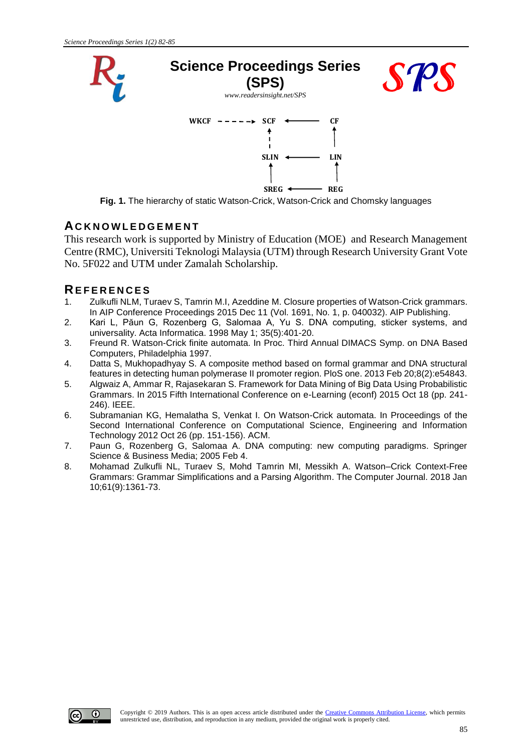WKCF

SCF

CF

SLIN

LIN

SREG

REG

**Fig. 1.** The hierarchy of static Watson-Crick, Watson-Crick and Chomsky languages

## ACKNOWLEDGEMENT

This research work is supported by Ministry of Education (MOE) and Research Management Centre (RMC), Universiti Teknologi Malaysia (UTM) through Research University Grant Vote No. 5F022 and UTM under Zamalah Scholarship.

## REFERENCES

1. Zulkufli NLM, Turaev S, Tamrin M.I, Azeddine M. Closure properties of Watson-Crick grammars. In AIP Conference Proceedings 2015 Dec 11 (Vol. 1691, No. 1, p. 040032). AIP Publishing.
2. Kari L, Păun G, Rozenberg G, Salomaa A, Yu S. DNA computing, sticker systems, and universality. Acta Informatica. 1998 May 1; 35(5):401-20.
3. Freund R. Watson-Crick finite automata. In Proc. Third Annual DIMACS Symp. on DNA Based Computers, Philadelphia 1997.
4. Datta S, Mukhopadhyay S. A composite method based on formal grammar and DNA structural features in detecting human polymerase II promoter region. PloS one. 2013 Feb 20;8(2):e54843.
5. Algwaiz A, Ammar R, Rajasekaran S. Framework for Data Mining of Big Data Using Probabilistic Grammars. In 2015 Fifth International Conference on e-Learning (econf) 2015 Oct 18 (pp. 241-246). IEEE.
6. Subramanian KG, Hemalatha S, Venkat I. On Watson-Crick automata. In Proceedings of the Second International Conference on Computational Science, Engineering and Information Technology 2012 Oct 26 (pp. 151-156). ACM.
7. Paun G, Rozenberg G, Salomaa A. DNA computing: new computing paradigms. Springer Science & Business Media; 2005 Feb 4.
8. Mohamad Zulkufli NL, Turaev S, Mohd Tamrin MI, Messikh A. Watson–Crick Context-Free Grammars: Grammar Simplifications and a Parsing Algorithm. The Computer Journal. 2018 Jan 10;61(9):1361-73.

Copyright © 2019 Authors. This is an open access article distributed under the Creative Commons Attribution License, which permits unrestricted use, distribution, and reproduction in any medium, provided the original work is properly cited.